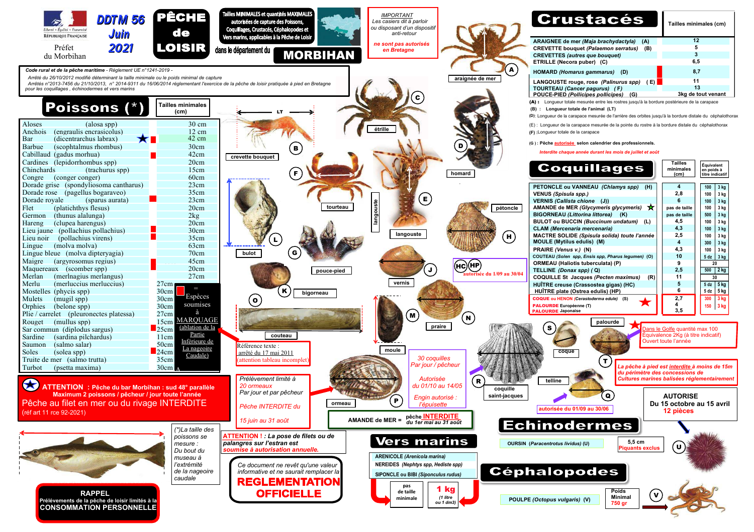Liberté • Égalité • Fraternité
RÉPUBLIQUE FRANÇAISE

Préfet du Morbihan

**DDTM 56 Juin 2021**

# PÊCHE de LOISIR

**Tailles MINIMALES et quantités MAXIMALES autorisées de capture des Poissons, Coquillages, Crustacés, Céphalopodes et Vers marins, applicables à la Pêche de Loisir dans le département du MORBIHAN**

*IMPORTANT*
*Les casiers dit à parloir ou disposant d'un dispositif anti-retour*
**ne sont pas autorisés en Bretagne**

***Code rural et de la pêche maritime*** - *Règlement UE n°1241-2019 -*
*Arrêté du 26/10/2012 modifié déterminant la taille minimale ou le poids minimal de capture*
*Arrêtés n°2013-7456 du 21/10/2013, n° 2014-9311 du 16/06/2014 réglementant l'exercice de la pêche de loisir pratiquée à pied en Bretagne pour les coquillages , échinodermes et vers marins*

## Poissons (*)

| Poissons | | Tailles minimales (cm) |
|---|---|---|
| Aloses | (alosa spp) | 30 cm |
| Anchois | (engraulis encrasicolus) | 12 cm |
| Bar ★ ■ | (dicentrarchus labrax) | 42 cm |
| Barbue | (scophtalmus rhombus) | 30cm |
| Cabillaud ■ | (gadus morhua) | 42cm |
| Cardines | (lepidorrhombus spp) | 20cm |
| Chinchards | (trachurus spp) | 15cm |
| Congre | (conger conger) | 60cm |
| Dorade grise | (spondyliosoma cantharus) | 23cm |
| Dorade rose | (pagellus bogaraveo) | 35cm |
| Dorade royale ■ | (sparus aurata) | 23cm |
| Flet | (platichthys flesus) | 20cm |
| Germon | (thunus alalunga) | 2kg |
| Hareng | (clupea harengus) | 20cm |
| Lieu jaune ■ | (pollachius pollachius) | 30cm |
| Lieu noir ■ | (pollachius virens) | 35cm |
| Lingue | (molva molva) | 63cm |
| Lingue bleue | (molva dipteryagia) | 70cm |
| Maigre ■ | (argyrosomus regius) | 45cm |
| Maquereaux ■ | (scomber spp) | 20cm |
| Merlan | (merlangius merlangus) | 27cm |
| Merlu | (merluccius merluccius) | 27cm |
| Mostelles | (phycis spp) | 30cm |
| Mulets | (mugil spp) | 30cm |
| Orphies | (belone spp) | 30cm |
| Plie / carrelet | (pleuronectes platessa) | 27cm |
| Rouget | (mullus spp) | 15cm |
| Sar commun ■ | (diplodus sargus) | 25cm |
| Sardine | (sardina pilchardus) | 11cm |
| Saumon | (salmo salar) | 50cm |
| Soles ■ | (solea spp) | 24cm |
| Truite de mer | (salmo trutta) | 35cm |
| Turbot | (psetta maxima) | 30cm |

■ = Espèces soumises à MARQUAGE (ablation de la Partie Inférieure de La nageoire Caudale)

Référence texte : arrêté du 17 mai 2011 (attention tableau incomplet)

★ **ATTENTION : Pêche du bar Morbihan : sud 48° parallèle**
**Maximum 2 poissons / pêcheur / jour toute l'année**
Pêche au filet en mer ou du rivage INTERDITE
(réf art 11 rce 92-2021)

*(*)La taille des poissons se mesure : Du bout du museau à l'extrémité de la nageoire caudale*

**RAPPEL**
**Prélèvements de la pêche de loisir limités à la CONSOMMATION PERSONNELLE**

## Crustacés

| Crustacés | Tailles minimales (cm) |
|---|---|
| ARAIGNEE de mer *(Maja brachydactyla)* (A) | 12 |
| CREVETTE bouquet *(Palaemon serratus)* (B) | 5 |
| CREVETTES *(autres que bouquet)* | 3 |
| ETRILLE (Necora puber) (C) | 6,5 |
| HOMARD *(Homarus gammarus)* (D) ■ | 8,7 |
| LANGOUSTE rouge, rose *(Palinurus spp)* (E) ■ | 11 |
| TOURTEAU *(Cancer pagurus)* (F) | 13 |
| POUCE-PIED *(Pollicipes pollicipes)* (G) | 3kg de tout venant |

**(A) :** Longueur totale mesurée entre les rostres jusqu'à la bordure postérieure de la carapace
**(B) :** Longueur totale de l'animal (LT)
**(D):** Longueur de la carapace mesurée de l'arrière des orbites jusqu'à la bordure distale du céphalothorax
**(E) :** Longueur de la carapace mesurée de la pointe du rostre à la bordure distale du céphalothorax
**(F) :**Longueur totale de la carapace
**(G) : Pêche autorisée selon calendrier des professionnels.**
*Interdite chaque année durant les mois de juillet et août*

## Coquillages

| Coquillages | Tailles minimales (cm) | Équivalent en poids à titre indicatif | |
|---|---|---|---|
| PETONCLE ou VANNEAU *(Chlamys spp)* (H) | 4 | 100 | 3 kg |
| VENUS *(Spisula spp.)* | 2,8 | 100 | 3 kg |
| VERNIS *(Callista chione* (J)) | 6 | 100 | 3 kg |
| AMANDE de MER *(Glycymeris glycymeris)* ★ | pas de taille | 100 | 3 kg |
| BIGORNEAU *(Littorina littorea)* (K) | pas de taille | 500 | 3 kg |
| BULOT ou BUCCIN *(Buccinum undatum)* (L) | 4,5 | 100 | 3 kg |
| CLAM *(Mercenaria mercenaria)* | 4,3 | 100 | 3 kg |
| MACTRE SOLIDE *(Spisula solida) toute l'année* | 2,5 | 100 | 3 kg |
| MOULE (Mytilus edulis) (M) | 4 | 300 | 3 kg |
| PRAIRE *(Venus v.)* (N) | 4,3 | 100 | 3 kg |
| COUTEAU *(Solen spp, Ensis spp, Pharus legumen)* (O) | 10 | 5 dz | 3 kg |
| ORMEAU (Haliotis tuberculata) (P) | 9 | 20 | |
| TELLINE (Donax spp) ( Q) | 2,5 | 500 | 2 kg |
| COQUILLE St Jacques *(Pecten maximus)* (R) | 11 | 30 | |
| HUÎTRE creuse (Crassostea gigas) (HC) | 5 | 5 dz | 5 kg |
| HUÎTRE plate (Ostrea edulis) (HP) | 6 | 5 dz | 5 kg |
| COQUE ou HENON *(Cerastoderma edule)* (S) ★ | 2,7 | 300 | 3 kg |
| PALOURDE Européenne (T) | 4 | 150 | 3 kg |
| PALOURDE Japonaise | 3,5 | | |

★ Dans le Golfe quantité max 100
Équivalence 2Kg (à titre indicatif)
Ouvert toute l'année

*La pêche à pied est interdite à moins de 15m du périmètre des concessions de Cultures marines balisées réglementairement*

HC HP : autorisée du 1/09 au 30/04

Coquille saint-jacques : autorisée du 01/09 au 30/06

**AUTORISE**
**Du 15 octobre au 15 avril**
**12 pièces**

*Ormeau :*
*Prélèvement limité à 20 ormeaux Par jour et par pêcheur*
*Pêche INTERDITE du 15 juin au 31 août*

*Praire : 30 coquilles Par jour / pécheur*
*Autorisée du 01/10 au 14/05*
*Engin autorisé : l'épuisette*

**AMANDE de MER =** pêche **INTERDITE** du 1er mai au 31 août

**ATTENTION ! :** *La pose de filets ou de palangres sur l'estran est soumise à autorisation annuelle.*

*Ce document ne revêt qu'une valeur informative et ne saurait remplacer la*
**REGLEMENTATION OFFICIELLE**

## Echinodermes

| | | |
|---|---|---|
| OURSIN *(Paracentrotus lividus)* (U) | 5,5 cm Piquants exclus | |

## Vers marins

| Vers marins |
|---|
| ARENICOLE *(Arenicola marina)* |
| NEREIDES *(Nephtys spp, Hediste spp)* |
| SIPONCLE ou BIBI *(Siponculus rudus)* |

pas de taille minimale — **1 kg** (1 litre ou 1 dm3)

## Céphalopodes

| Céphalopodes | Poids Minimal |
|---|---|
| POULPE *(Octopus vulgaris)* (V) | 750 gr |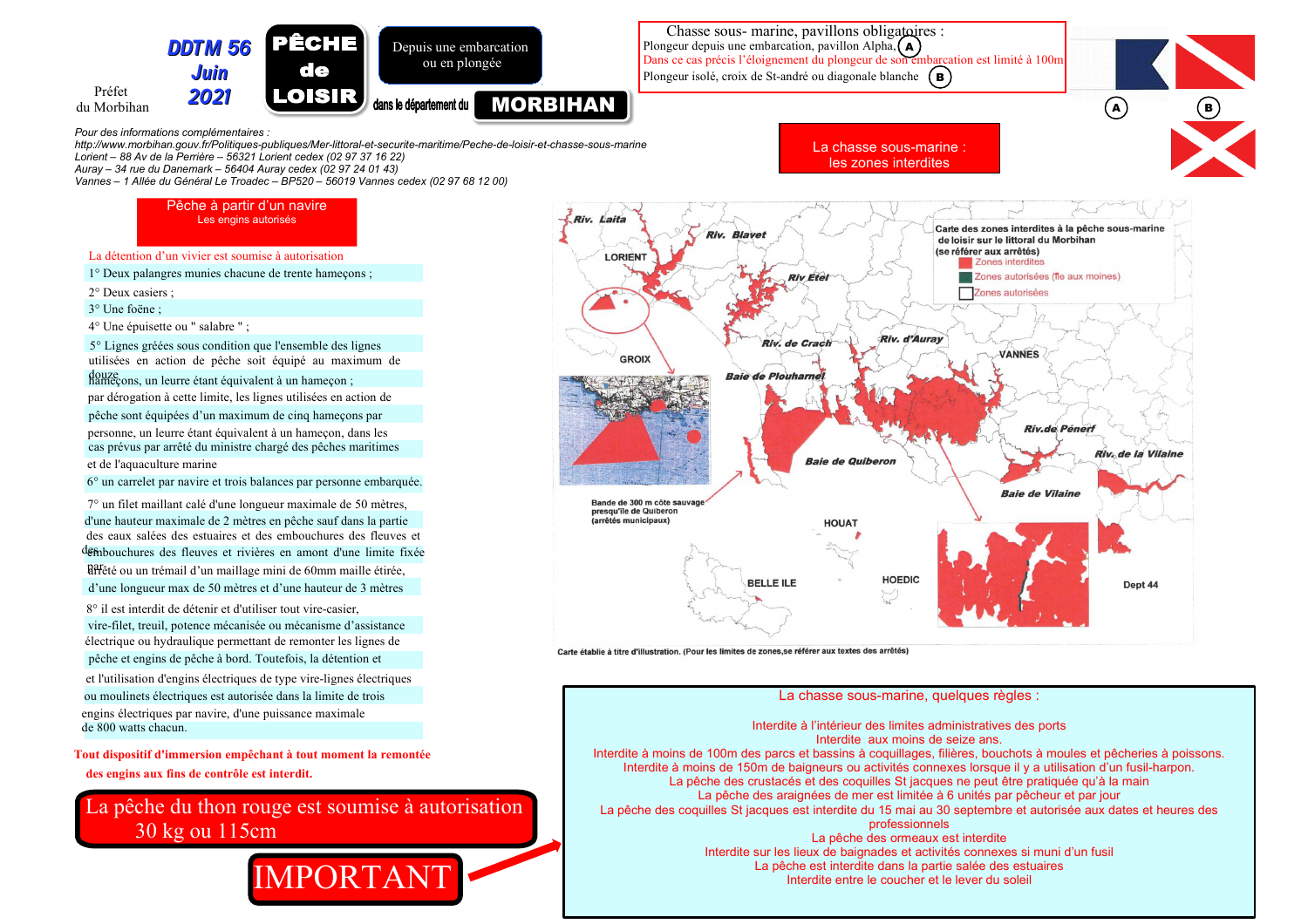Préfet du Morbihan

**DDTM 56**
**Juin 2021**

# PÊCHE de LOISIR

Depuis une embarcation ou en plongée

dans le département du **MORBIHAN**

Chasse sous- marine, pavillons obligatoires :
Plongeur depuis une embarcation, pavillon Alpha. (A)
Dans ce cas précis l'éloignement du plongeur de son embarcation est limité à 100m
Plongeur isolé, croix de St-andré ou diagonale blanche (B)

A B

Pour des informations complémentaires :
*http://www.morbihan.gouv.fr/Politiques-publiques/Mer-littoral-et-securite-maritime/Peche-de-loisir-et-chasse-sous-marine*
*Lorient – 88 Av de la Perrière – 56321 Lorient cedex (02 97 37 16 22)*
*Auray – 34 rue du Danemark – 56404 Auray cedex (02 97 24 01 43)*
*Vannes – 1 Allée du Général Le Troadec – BP520 – 56019 Vannes cedex (02 97 68 12 00)*

## Pêche à partir d'un navire
Les engins autorisés

La détention d'un vivier est soumise à autorisation

1° Deux palangres munies chacune de trente hameçons ;

2° Deux casiers ;

3° Une foëne ;

4° Une épuisette ou " salabre " ;

5° Lignes gréées sous condition que l'ensemble des lignes utilisées en action de pêche soit équipé au maximum de douze hameçons, un leurre étant équivalent à un hameçon ;
par dérogation à cette limite, les lignes utilisées en action de pêche sont équipées d'un maximum de cinq hameçons par personne, un leurre étant équivalent à un hameçon, dans les cas prévus par arrêté du ministre chargé des pêches maritimes et de l'aquaculture marine

6° un carrelet par navire et trois balances par personne embarquée.

7° un filet maillant calé d'une longueur maximale de 50 mètres, d'une hauteur maximale de 2 mètres en pêche sauf dans la partie des eaux salées des estuaires et des embouchures des fleuves et des embouchures des fleuves et rivières en amont d'une limite fixée par arrêté ou un trémail d'un maillage mini de 60mm maille étirée, d'une longueur max de 50 mètres et d'une hauteur de 3 mètres

8° il est interdit de détenir et d'utiliser tout vire-casier, vire-filet, treuil, potence mécanisée ou mécanisme d'assistance électrique ou hydraulique permettant de remonter les lignes de pêche et engins de pêche à bord. Toutefois, la détention et et l'utilisation d'engins électriques de type vire-lignes électriques ou moulinets électriques est autorisée dans la limite de trois engins électriques par navire, d'une puissance maximale de 800 watts chacun.

**Tout dispositif d'immersion empêchant à tout moment la remontée des engins aux fins de contrôle est interdit.**

La pêche du thon rouge est soumise à autorisation 30 kg ou 115cm

# IMPORTANT

## La chasse sous-marine : les zones interdites

Riv. Laita
Riv. Blavet
LORIENT
Riv Etel
GROIX
Riv. de Crach
Riv. d'Auray
VANNES
Baie de Plouharnel
Baie de Quiberon
Riv.de Pénerf
Riv. de la Vilaine
Baie de Vilaine
Bande de 300 m côte sauvage presqu'île de Quiberon (arrêtés municipaux)
HOUAT
BELLE ILE
HOEDIC
Dept 44

Carte des zones interdites à la pêche sous-marine de loisir sur le littoral du Morbihan (se référer aux arrêtés)
Zones interdites
Zones autorisées (île aux moines)
Zones autorisées

Carte établie à titre d'illustration. (Pour les limites de zones,se référer aux textes des arrêtés)

## La chasse sous-marine, quelques règles :

Interdite à l'intérieur des limites administratives des ports
Interdite aux moins de seize ans.
Interdite à moins de 100m des parcs et bassins à coquillages, filières, bouchots à moules et pêcheries à poissons.
Interdite à moins de 150m de baigneurs ou activités connexes lorsque il y a utilisation d'un fusil-harpon.
La pêche des crustacés et des coquilles St jacques ne peut être pratiquée qu'à la main
La pêche des araignées de mer est limitée à 6 unités par pêcheur et par jour
La pêche des coquilles St jacques est interdite du 15 mai au 30 septembre et autorisée aux dates et heures des professionnels
La pêche des ormeaux est interdite
Interdite sur les lieux de baignades et activités connexes si muni d'un fusil
La pêche est interdite dans la partie salée des estuaires
Interdite entre le coucher et le lever du soleil